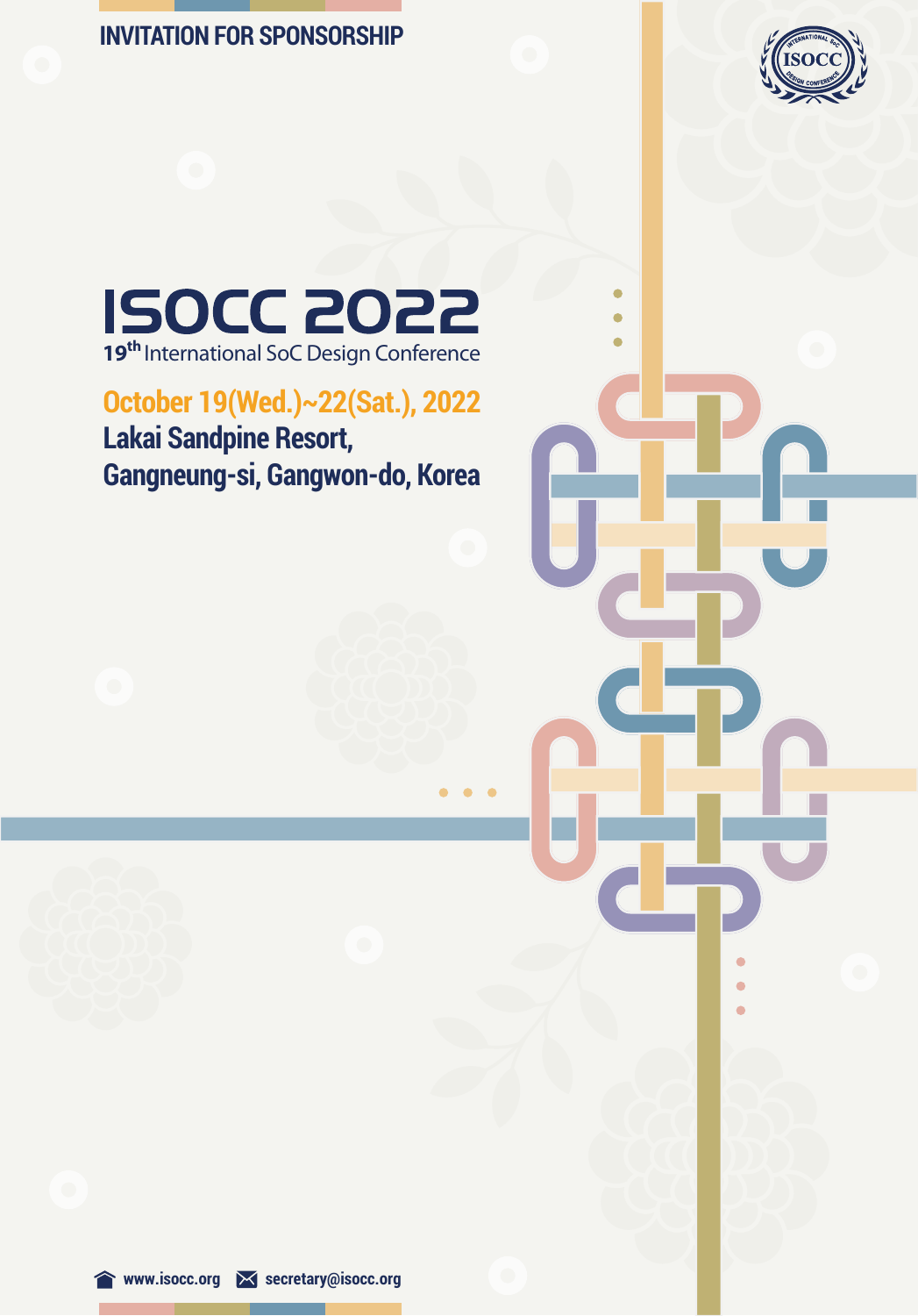INVITATION FOR SPONSORSHIP

# ISOCC 2022

19th International SoC Design Conference

**October 19(Wed.)~22(Sat.), 2022**

**Lakai Sandpine Resort, Gangneung-si, Gangwon-do, Korea**

www.isocc.org secretary@isocc.org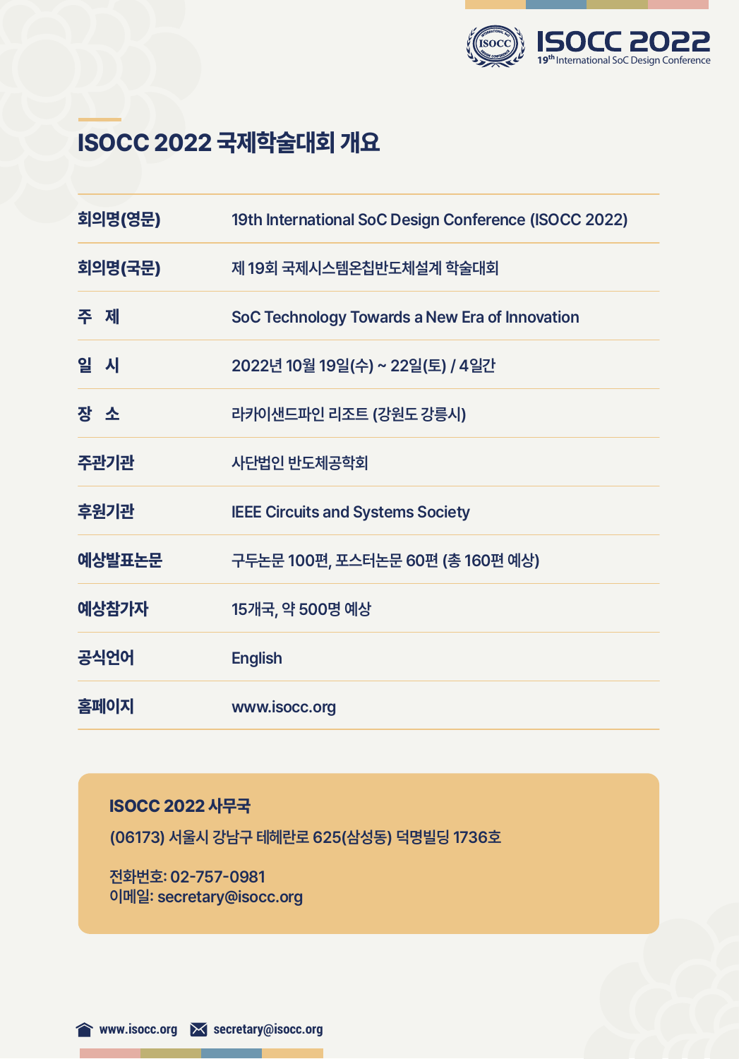# ISOCC 2022 국제학술대회 개요

| | |
|---|---|
| 회의명(영문) | 19th International SoC Design Conference (ISOCC 2022) |
| 회의명(국문) | 제 19회 국제시스템온칩반도체설계 학술대회 |
| 주 제 | SoC Technology Towards a New Era of Innovation |
| 일 시 | 2022년 10월 19일(수) ~ 22일(토) / 4일간 |
| 장 소 | 라카이샌드파인 리조트 (강원도 강릉시) |
| 주관기관 | 사단법인 반도체공학회 |
| 후원기관 | IEEE Circuits and Systems Society |
| 예상발표논문 | 구두논문 100편, 포스터논문 60편 (총 160편 예상) |
| 예상참가자 | 15개국, 약 500명 예상 |
| 공식언어 | English |
| 홈페이지 | www.isocc.org |

**ISOCC 2022 사무국**

(06173) 서울시 강남구 테헤란로 625(삼성동) 덕명빌딩 1736호

전화번호: 02-757-0981
이메일: secretary@isocc.org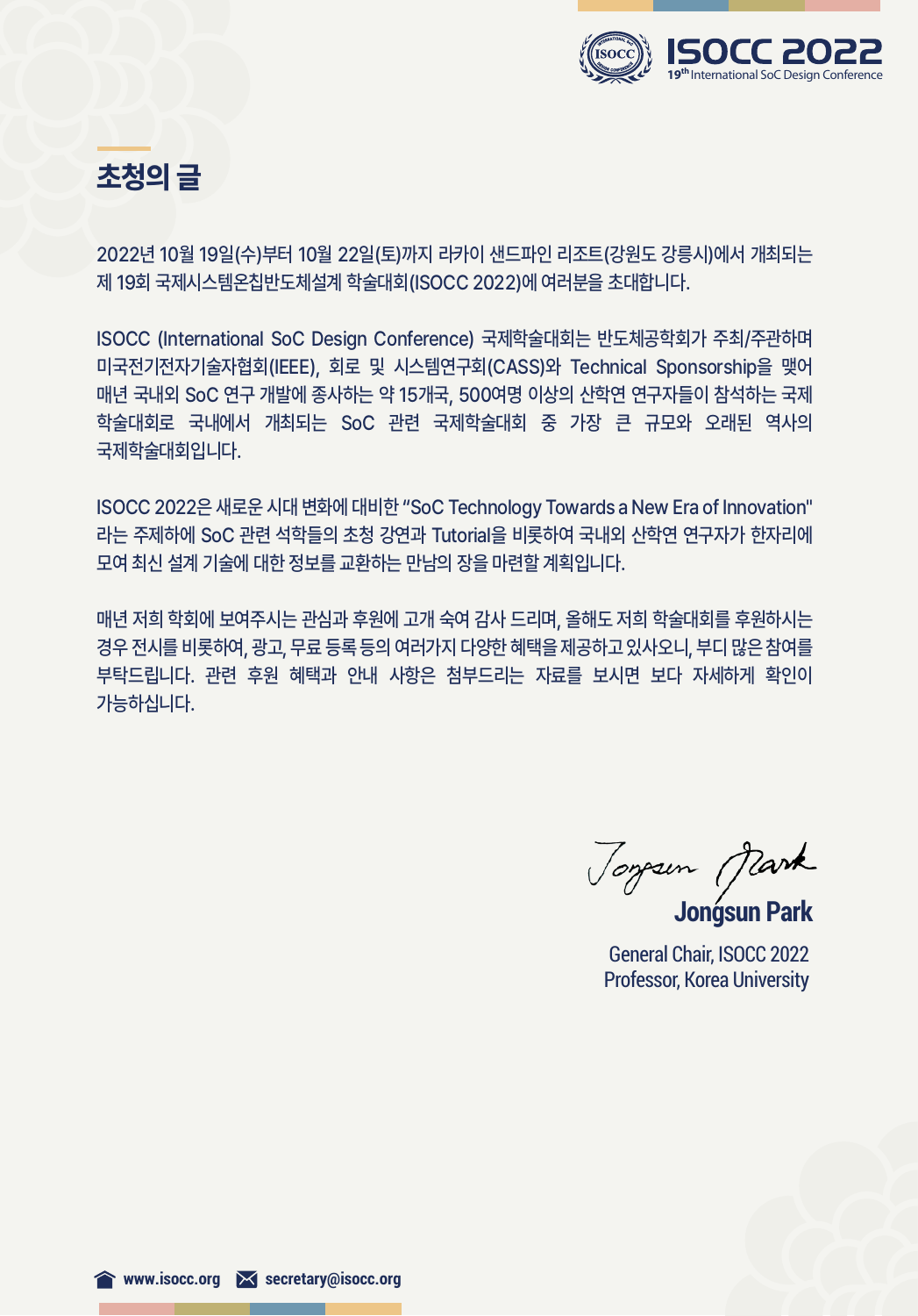## 초청의 글

2022년 10월 19일(수)부터 10월 22일(토)까지 라카이 샌드파인 리조트(강원도 강릉시)에서 개최되는 제 19회 국제시스템온칩반도체설계 학술대회(ISOCC 2022)에 여러분을 초대합니다.

ISOCC (International SoC Design Conference) 국제학술대회는 반도체공학회가 주최/주관하며 미국전기전자기술자협회(IEEE), 회로 및 시스템연구회(CASS)와 Technical Sponsorship을 맺어 매년 국내외 SoC 연구 개발에 종사하는 약 15개국, 500여명 이상의 산학연 연구자들이 참석하는 국제 학술대회로 국내에서 개최되는 SoC 관련 국제학술대회 중 가장 큰 규모와 오래된 역사의 국제학술대회입니다.

ISOCC 2022은 새로운 시대 변화에 대비한 "SoC Technology Towards a New Era of Innovation" 라는 주제하에 SoC 관련 석학들의 초청 강연과 Tutorial을 비롯하여 국내외 산학연 연구자가 한자리에 모여 최신 설계 기술에 대한 정보를 교환하는 만남의 장을 마련할 계획입니다.

매년 저희 학회에 보여주시는 관심과 후원에 고개 숙여 감사 드리며, 올해도 저희 학술대회를 후원하시는 경우 전시를 비롯하여, 광고, 무료 등록 등의 여러가지 다양한 혜택을 제공하고 있사오니, 부디 많은 참여를 부탁드립니다. 관련 후원 혜택과 안내 사항은 첨부드리는 자료를 보시면 보다 자세하게 확인이 가능하십니다.

**Jongsun Park**

General Chair, ISOCC 2022
Professor, Korea University

www.isocc.org secretary@isocc.org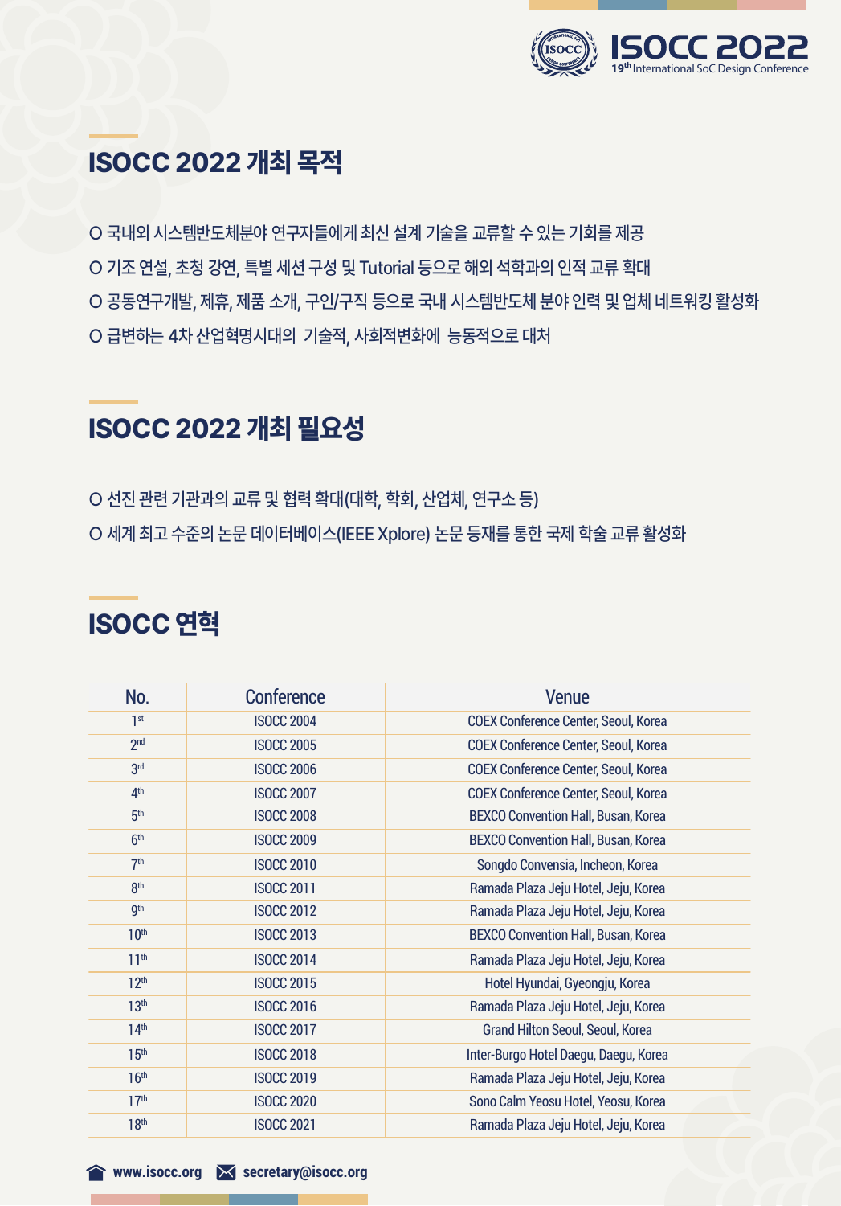## ISOCC 2022 개최 목적

- ○ 국내외 시스템반도체분야 연구자들에게 최신 설계 기술을 교류할 수 있는 기회를 제공
- ○ 기조 연설, 초청 강연, 특별 세션 구성 및 Tutorial 등으로 해외 석학과의 인적 교류 확대
- ○ 공동연구개발, 제휴, 제품 소개, 구인/구직 등으로 국내 시스템반도체 분야 인력 및 업체 네트워킹 활성화
- ○ 급변하는 4차 산업혁명시대의 기술적, 사회적변화에 능동적으로 대처

## ISOCC 2022 개최 필요성

- ○ 선진 관련 기관과의 교류 및 협력 확대(대학, 학회, 산업체, 연구소 등)
- ○ 세계 최고 수준의 논문 데이터베이스(IEEE Xplore) 논문 등재를 통한 국제 학술 교류 활성화

## ISOCC 연혁

| No. | Conference | Venue |
|---|---|---|
| 1st | ISOCC 2004 | COEX Conference Center, Seoul, Korea |
| 2nd | ISOCC 2005 | COEX Conference Center, Seoul, Korea |
| 3rd | ISOCC 2006 | COEX Conference Center, Seoul, Korea |
| 4th | ISOCC 2007 | COEX Conference Center, Seoul, Korea |
| 5th | ISOCC 2008 | BEXCO Convention Hall, Busan, Korea |
| 6th | ISOCC 2009 | BEXCO Convention Hall, Busan, Korea |
| 7th | ISOCC 2010 | Songdo Convensia, Incheon, Korea |
| 8th | ISOCC 2011 | Ramada Plaza Jeju Hotel, Jeju, Korea |
| 9th | ISOCC 2012 | Ramada Plaza Jeju Hotel, Jeju, Korea |
| 10th | ISOCC 2013 | BEXCO Convention Hall, Busan, Korea |
| 11th | ISOCC 2014 | Ramada Plaza Jeju Hotel, Jeju, Korea |
| 12th | ISOCC 2015 | Hotel Hyundai, Gyeongju, Korea |
| 13th | ISOCC 2016 | Ramada Plaza Jeju Hotel, Jeju, Korea |
| 14th | ISOCC 2017 | Grand Hilton Seoul, Seoul, Korea |
| 15th | ISOCC 2018 | Inter-Burgo Hotel Daegu, Daegu, Korea |
| 16th | ISOCC 2019 | Ramada Plaza Jeju Hotel, Jeju, Korea |
| 17th | ISOCC 2020 | Sono Calm Yeosu Hotel, Yeosu, Korea |
| 18th | ISOCC 2021 | Ramada Plaza Jeju Hotel, Jeju, Korea |

www.isocc.org secretary@isocc.org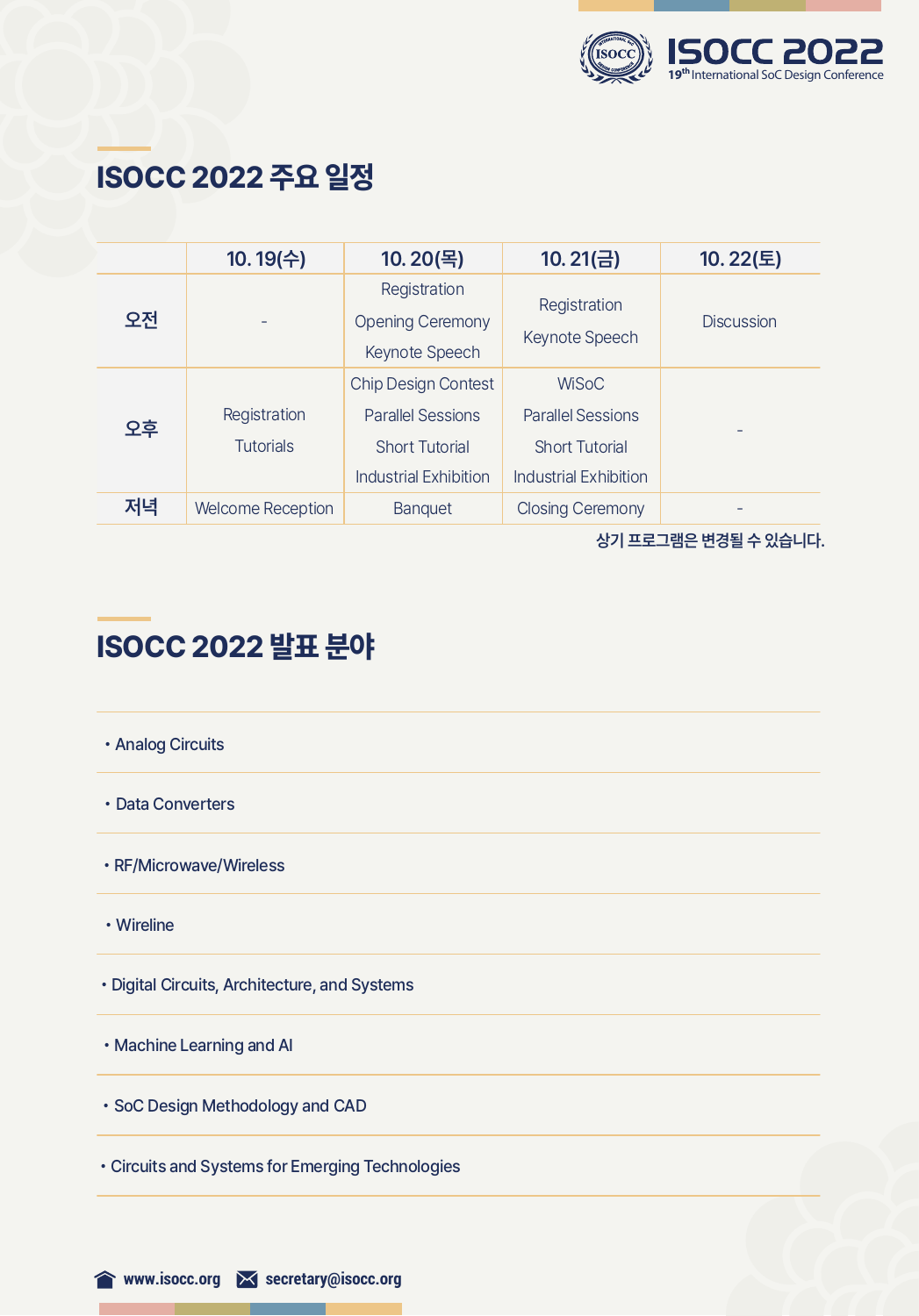## ISOCC 2022 주요 일정

| | 10. 19(수) | 10. 20(목) | 10. 21(금) | 10. 22(토) |
|---|---|---|---|---|
| 오전 | - | Registration<br>Opening Ceremony<br>Keynote Speech | Registration<br>Keynote Speech | Discussion |
| 오후 | Registration<br>Tutorials | Chip Design Contest<br>Parallel Sessions<br>Short Tutorial<br>Industrial Exhibition | WiSoC<br>Parallel Sessions<br>Short Tutorial<br>Industrial Exhibition | - |
| 저녁 | Welcome Reception | Banquet | Closing Ceremony | - |

상기 프로그램은 변경될 수 있습니다.

## ISOCC 2022 발표 분야

- Analog Circuits
- Data Converters
- RF/Microwave/Wireless
- Wireline
- Digital Circuits, Architecture, and Systems
- Machine Learning and AI
- SoC Design Methodology and CAD
- Circuits and Systems for Emerging Technologies

www.isocc.org   secretary@isocc.org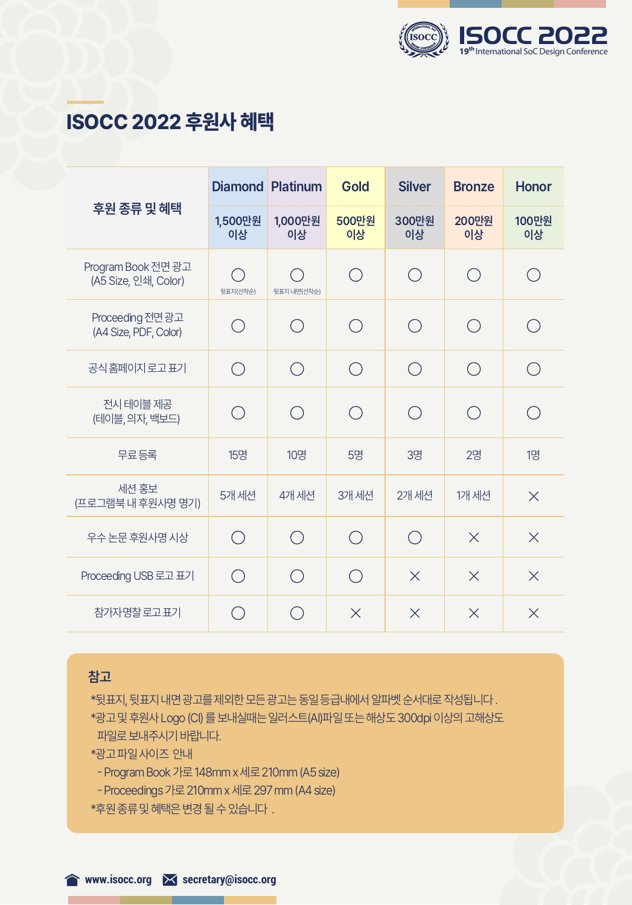## ISOCC 2022 후원사 혜택

| 후원 종류 및 혜택 | Diamond<br>1,500만원 이상 | Platinum<br>1,000만원 이상 | Gold<br>500만원 이상 | Silver<br>300만원 이상 | Bronze<br>200만원 이상 | Honor<br>100만원 이상 |
|---|---|---|---|---|---|---|
| Program Book 전면 광고<br>(A5 Size, 인쇄, Color) | ○<br>뒷표지(선착순) | ○<br>뒷표지 내면(선착순) | ○ | ○ | ○ | ○ |
| Proceeding 전면 광고<br>(A4 Size, PDF, Color) | ○ | ○ | ○ | ○ | ○ | ○ |
| 공식 홈페이지 로고 표기 | ○ | ○ | ○ | ○ | ○ | ○ |
| 전시 테이블 제공<br>(테이블, 의자, 백보드) | ○ | ○ | ○ | ○ | ○ | ○ |
| 무료 등록 | 15명 | 10명 | 5명 | 3명 | 2명 | 1명 |
| 세션 홍보<br>(프로그램북 내 후원사명 명기) | 5개 세션 | 4개 세션 | 3개 세션 | 2개 세션 | 1개 세션 | × |
| 우수 논문 후원사명 시상 | ○ | ○ | ○ | ○ | × | × |
| Proceeding USB 로고 표기 | ○ | ○ | ○ | × | × | × |
| 참가자명찰 로고 표기 | ○ | ○ | × | × | × | × |

**참고**

*뒷표지, 뒷표지 내면 광고를 제외한 모든 광고는 동일 등급내에서 알파벳 순서대로 작성됩니다.
*광고 및 후원사 Logo (CI) 를 보내실때는 일러스트(AI)파일 또는 해상도 300dpi 이상의 고해상도 파일로 보내주시기 바랍니다.
*광고 파일 사이즈 안내
- Program Book 가로 148mm x 세로 210mm (A5 size)
- Proceedings 가로 210mm x 세로 297 mm (A4 size)

*후원 종류 및 혜택은 변경 될 수 있습니다.

www.isocc.org  secretary@isocc.org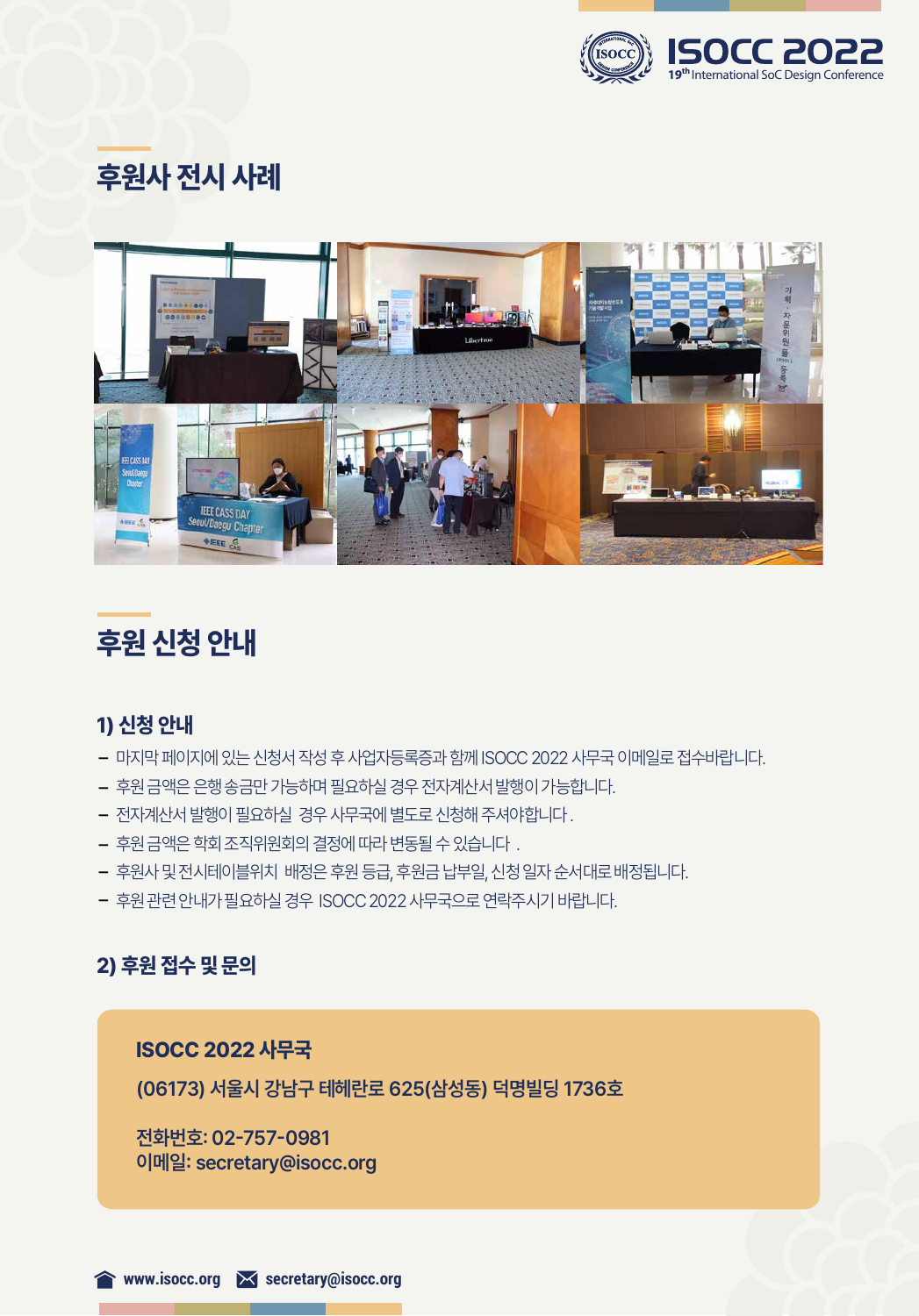## 후원사 전시 사례

## 후원 신청 안내

### 1) 신청 안내

- 마지막 페이지에 있는 신청서 작성 후 사업자등록증과 함께 ISOCC 2022 사무국 이메일로 접수바랍니다.
- 후원 금액은 은행 송금만 가능하며 필요하실 경우 전자계산서 발행이 가능합니다.
- 전자계산서 발행이 필요하실 경우 사무국에 별도로 신청해 주셔야합니다.
- 후원 금액은 학회 조직위원회의 결정에 따라 변동될 수 있습니다 .
- 후원사 및 전시테이블위치 배정은 후원 등급, 후원금 납부일, 신청 일자 순서대로 배정됩니다.
- 후원 관련 안내가 필요하실 경우 ISOCC 2022 사무국으로 연락주시기 바랍니다.

### 2) 후원 접수 및 문의

**ISOCC 2022 사무국**

**(06173) 서울시 강남구 테헤란로 625(삼성동) 덕명빌딩 1736호**

**전화번호: 02-757-0981**
**이메일: secretary@isocc.org**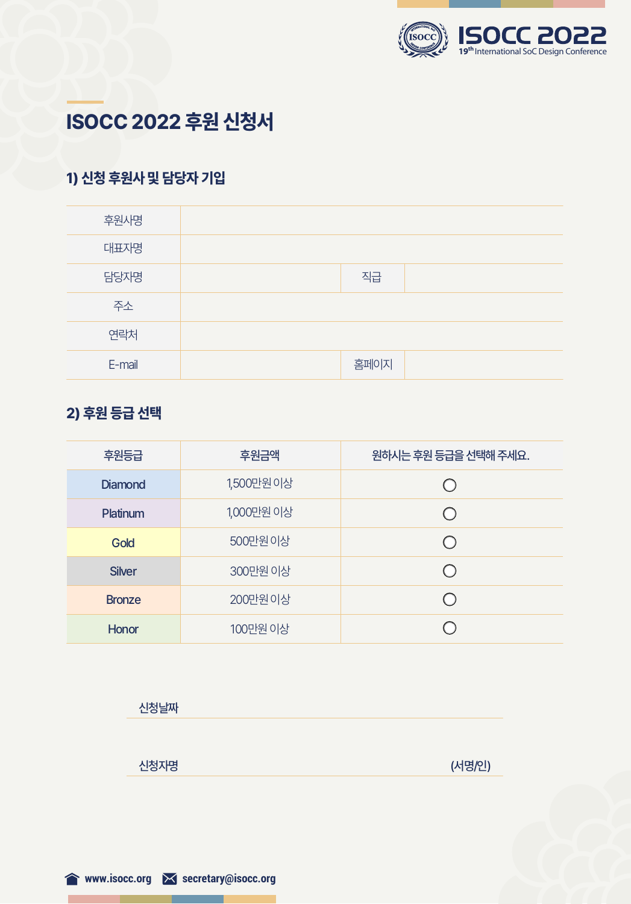ISOCC 2022
19th International SoC Design Conference

# ISOCC 2022 후원 신청서

## 1) 신청 후원사 및 담당자 기입

| | | | |
|---|---|---|---|
| 후원사명 | | | |
| 대표자명 | | | |
| 담당자명 | | 직급 | |
| 주소 | | | |
| 연락처 | | | |
| E-mail | | 홈페이지 | |

## 2) 후원 등급 선택

| 후원등급 | 후원금액 | 원하시는 후원 등급을 선택해 주세요. |
|---|---|---|
| Diamond | 1,500만원 이상 | ◯ |
| Platinum | 1,000만원 이상 | ◯ |
| Gold | 500만원 이상 | ◯ |
| Silver | 300만원 이상 | ◯ |
| Bronze | 200만원 이상 | ◯ |
| Honor | 100만원 이상 | ◯ |

신청날짜

신청자명 (서명/인)

www.isocc.org secretary@isocc.org